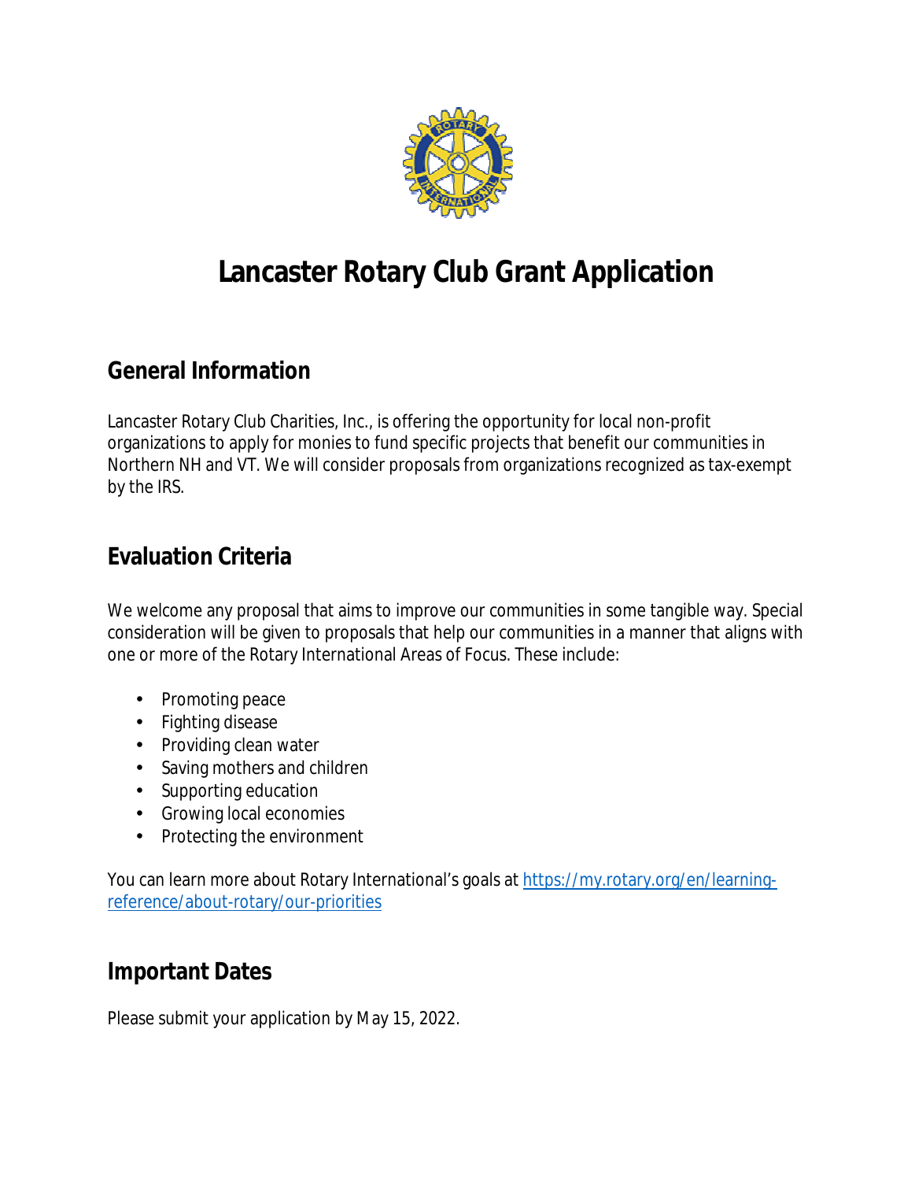# Lancaster Rotary Club Grant Application

## General Information

Lancaster Rotary Club Charities, Inc., is offering the opportunity for local non-profit organizations to apply for monies to fund specific projects that benefit our communities in Northern NH and VT. We will consider proposals from organizations recognized as tax-exempt by the IRS.

## Evaluation Criteria

We welcome any proposal that aims to improve our communities in some tangible way. Special consideration will be given to proposals that help our communities in a manner that aligns with one or more of the Rotary International Areas of Focus. These include:

- Promoting peace
- Fighting disease
- Providing clean water
- Saving mothers and children
- Supporting education
- Growing local economies
- Protecting the environment

You can learn more about Rotary International's goals at [https://my.rotary.org/en/learning-reference/about-rotary/our-priorities](https://my.rotary.org/en/learning-reference/about-rotary/our-priorities)

## Important Dates

Please submit your application by May 15, 2022.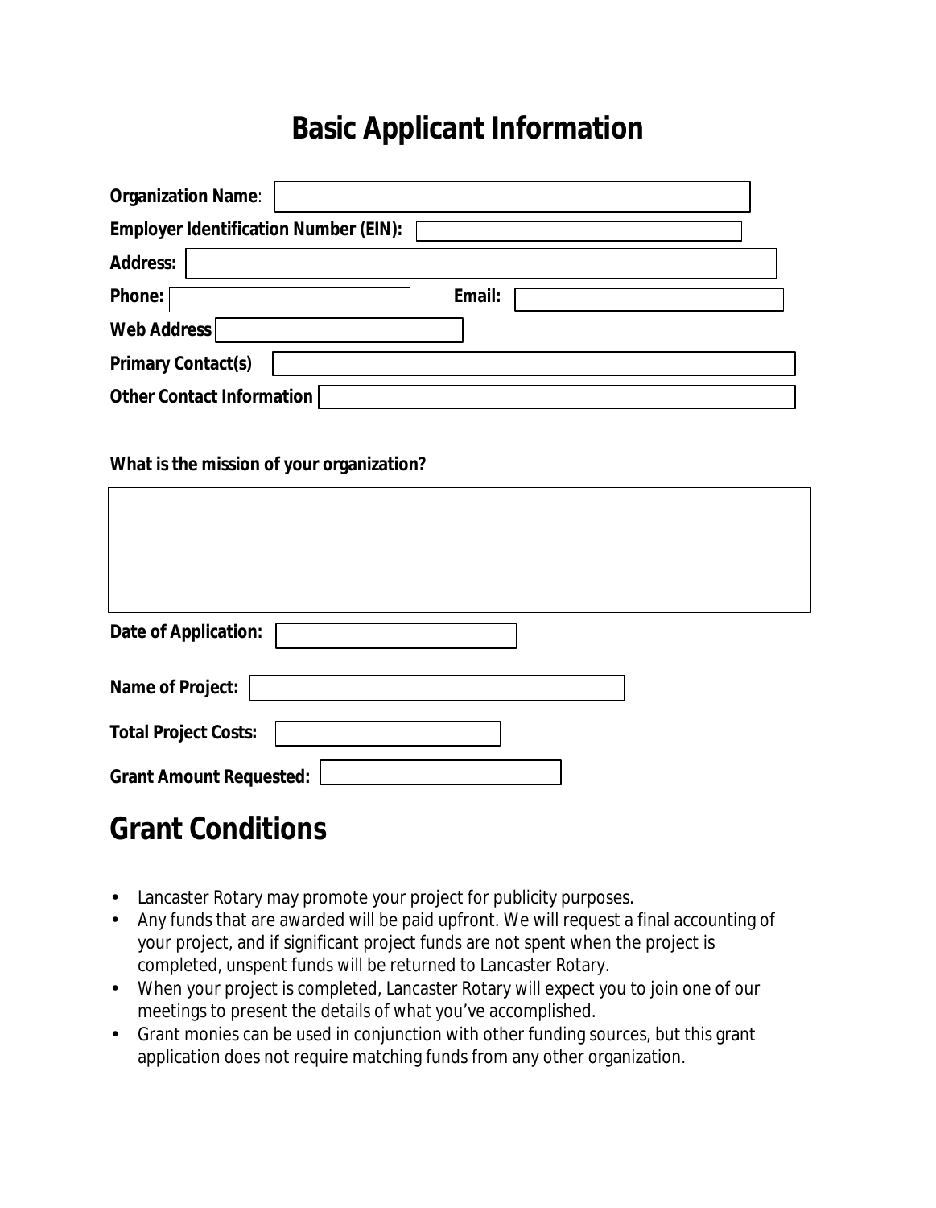# Basic Applicant Information

**Organization Name**:

**Employer Identification Number (EIN):**

**Address:**

**Phone:** **Email:**

**Web Address**

**Primary Contact(s)**

**Other Contact Information**

**What is the mission of your organization?**

**Date of Application:**

**Name of Project:**

**Total Project Costs:**

**Grant Amount Requested:**

# Grant Conditions

- Lancaster Rotary may promote your project for publicity purposes.
- Any funds that are awarded will be paid upfront. We will request a final accounting of your project, and if significant project funds are not spent when the project is completed, unspent funds will be returned to Lancaster Rotary.
- When your project is completed, Lancaster Rotary will expect you to join one of our meetings to present the details of what you've accomplished.
- Grant monies can be used in conjunction with other funding sources, but this grant application does not require matching funds from any other organization.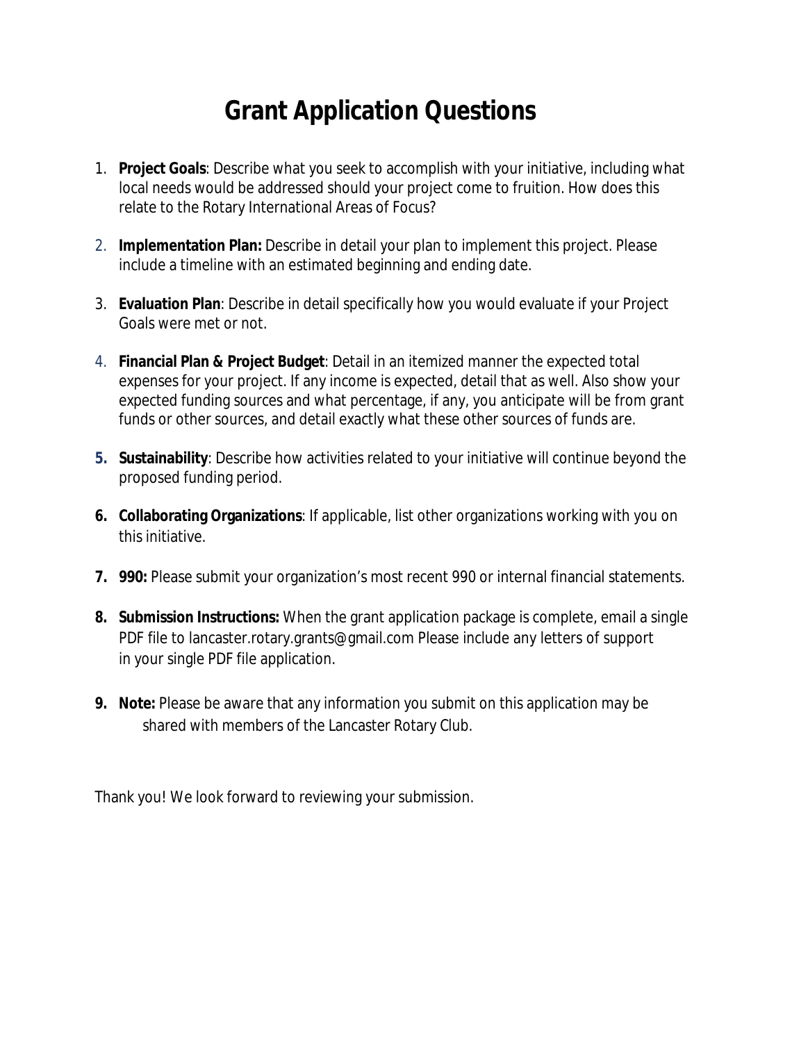# Grant Application Questions

1. **Project Goals**: Describe what you seek to accomplish with your initiative, including what local needs would be addressed should your project come to fruition. How does this relate to the Rotary International Areas of Focus?

2. **Implementation Plan:** Describe in detail your plan to implement this project. Please include a timeline with an estimated beginning and ending date.

3. **Evaluation Plan**: Describe in detail specifically how you would evaluate if your Project Goals were met or not.

4. **Financial Plan & Project Budget**: Detail in an itemized manner the expected total expenses for your project. If any income is expected, detail that as well. Also show your expected funding sources and what percentage, if any, you anticipate will be from grant funds or other sources, and detail exactly what these other sources of funds are.

5. **Sustainability**: Describe how activities related to your initiative will continue beyond the proposed funding period.

6. **Collaborating Organizations**: If applicable, list other organizations working with you on this initiative.

7. **990:** Please submit your organization's most recent 990 or internal financial statements.

8. **Submission Instructions:** When the grant application package is complete, email a single PDF file to lancaster.rotary.grants@gmail.com Please include any letters of support in your single PDF file application.

9. **Note:** Please be aware that any information you submit on this application may be shared with members of the Lancaster Rotary Club.

Thank you! We look forward to reviewing your submission.